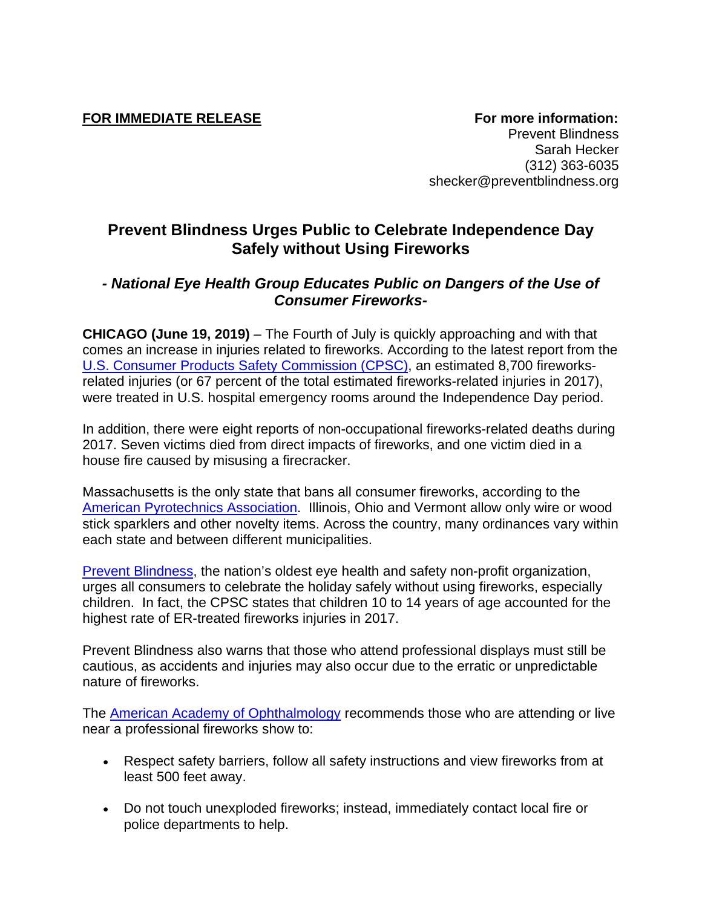**FOR IMMEDIATE RELEASE**

**For more information:**
Prevent Blindness
Sarah Hecker
(312) 363-6035
shecker@preventblindness.org

# Prevent Blindness Urges Public to Celebrate Independence Day Safely without Using Fireworks

## *- National Eye Health Group Educates Public on Dangers of the Use of Consumer Fireworks-*

**CHICAGO (June 19, 2019)** – The Fourth of July is quickly approaching and with that comes an increase in injuries related to fireworks. According to the latest report from the [U.S. Consumer Products Safety Commission (CPSC)](), an estimated 8,700 fireworks-related injuries (or 67 percent of the total estimated fireworks-related injuries in 2017), were treated in U.S. hospital emergency rooms around the Independence Day period.

In addition, there were eight reports of non-occupational fireworks-related deaths during 2017. Seven victims died from direct impacts of fireworks, and one victim died in a house fire caused by misusing a firecracker.

Massachusetts is the only state that bans all consumer fireworks, according to the [American Pyrotechnics Association](). Illinois, Ohio and Vermont allow only wire or wood stick sparklers and other novelty items. Across the country, many ordinances vary within each state and between different municipalities.

[Prevent Blindness](), the nation's oldest eye health and safety non-profit organization, urges all consumers to celebrate the holiday safely without using fireworks, especially children. In fact, the CPSC states that children 10 to 14 years of age accounted for the highest rate of ER-treated fireworks injuries in 2017.

Prevent Blindness also warns that those who attend professional displays must still be cautious, as accidents and injuries may also occur due to the erratic or unpredictable nature of fireworks.

The [American Academy of Ophthalmology]() recommends those who are attending or live near a professional fireworks show to:

- Respect safety barriers, follow all safety instructions and view fireworks from at least 500 feet away.
- Do not touch unexploded fireworks; instead, immediately contact local fire or police departments to help.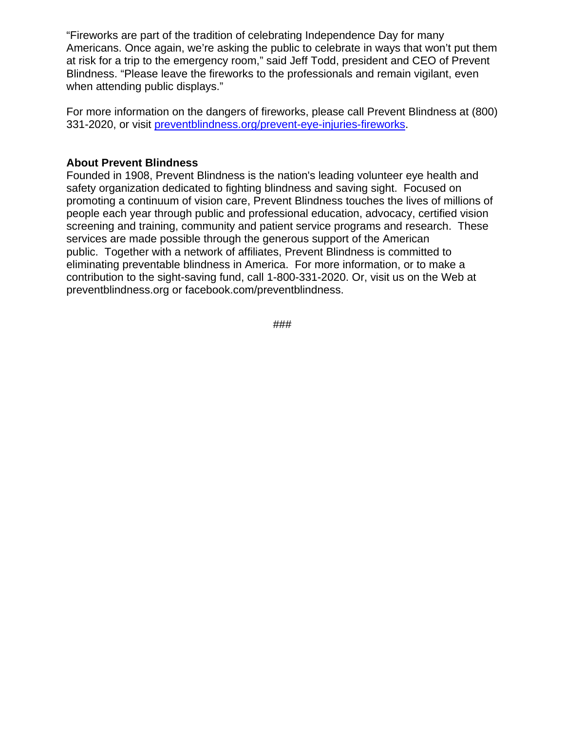"Fireworks are part of the tradition of celebrating Independence Day for many Americans. Once again, we're asking the public to celebrate in ways that won't put them at risk for a trip to the emergency room," said Jeff Todd, president and CEO of Prevent Blindness. "Please leave the fireworks to the professionals and remain vigilant, even when attending public displays."

For more information on the dangers of fireworks, please call Prevent Blindness at (800) 331-2020, or visit [preventblindness.org/prevent-eye-injuries-fireworks](preventblindness.org/prevent-eye-injuries-fireworks).

**About Prevent Blindness**
Founded in 1908, Prevent Blindness is the nation's leading volunteer eye health and safety organization dedicated to fighting blindness and saving sight. Focused on promoting a continuum of vision care, Prevent Blindness touches the lives of millions of people each year through public and professional education, advocacy, certified vision screening and training, community and patient service programs and research. These services are made possible through the generous support of the American public. Together with a network of affiliates, Prevent Blindness is committed to eliminating preventable blindness in America. For more information, or to make a contribution to the sight-saving fund, call 1-800-331-2020. Or, visit us on the Web at preventblindness.org or facebook.com/preventblindness.

###